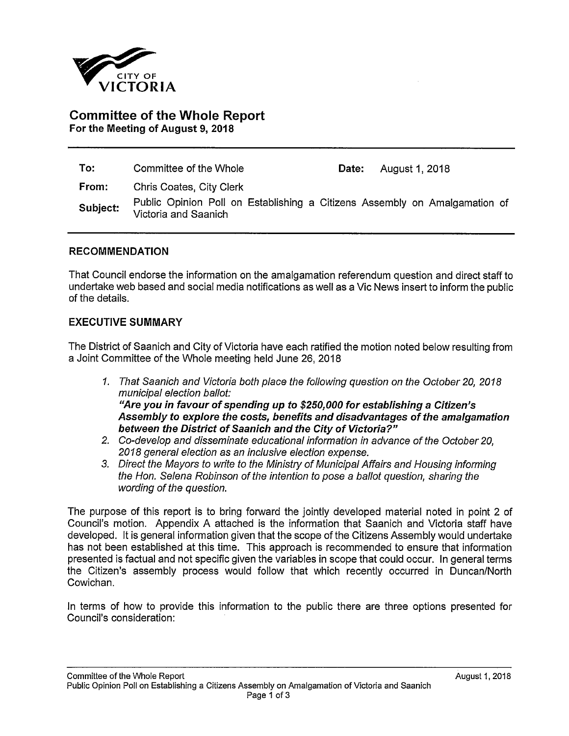CITY OF VICTORIA

# Committee of the Whole Report

**For the Meeting of August 9, 2018**

| | | | |
|---|---|---|---|
| **To:** | Committee of the Whole | **Date:** | August 1, 2018 |
| **From:** | Chris Coates, City Clerk | | |
| **Subject:** | Public Opinion Poll on Establishing a Citizens Assembly on Amalgamation of Victoria and Saanich | | |

## RECOMMENDATION

That Council endorse the information on the amalgamation referendum question and direct staff to undertake web based and social media notifications as well as a Vic News insert to inform the public of the details.

## EXECUTIVE SUMMARY

The District of Saanich and City of Victoria have each ratified the motion noted below resulting from a Joint Committee of the Whole meeting held June 26, 2018

1. *That Saanich and Victoria both place the following question on the October 20, 2018 municipal election ballot:*
   ***"Are you in favour of spending up to $250,000 for establishing a Citizen's Assembly to explore the costs, benefits and disadvantages of the amalgamation between the District of Saanich and the City of Victoria?"***
2. *Co-develop and disseminate educational information in advance of the October 20, 2018 general election as an inclusive election expense.*
3. *Direct the Mayors to write to the Ministry of Municipal Affairs and Housing informing the Hon. Selena Robinson of the intention to pose a ballot question, sharing the wording of the question.*

The purpose of this report is to bring forward the jointly developed material noted in point 2 of Council's motion. Appendix A attached is the information that Saanich and Victoria staff have developed. It is general information given that the scope of the Citizens Assembly would undertake has not been established at this time. This approach is recommended to ensure that information presented is factual and not specific given the variables in scope that could occur. In general terms the Citizen's assembly process would follow that which recently occurred in Duncan/North Cowichan.

In terms of how to provide this information to the public there are three options presented for Council's consideration: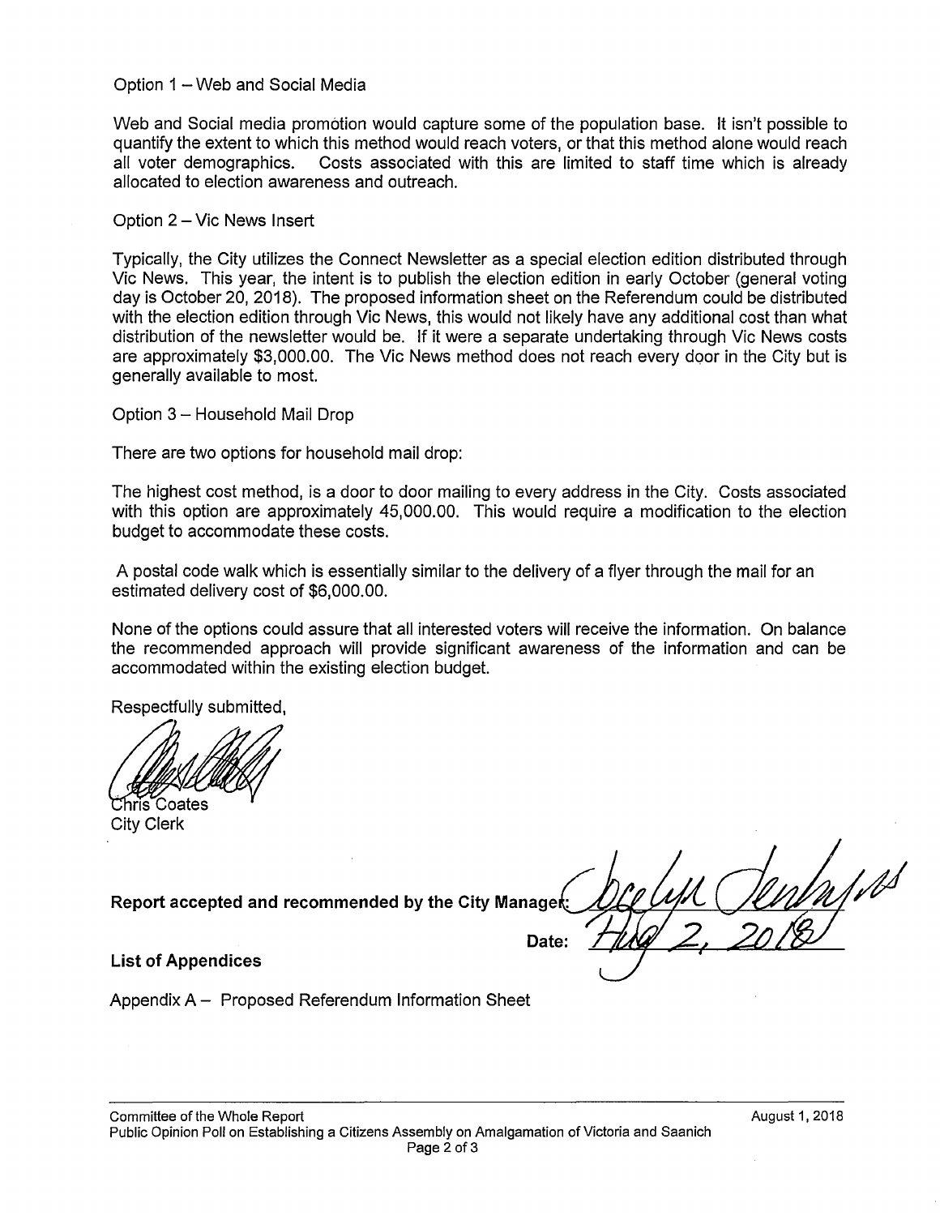Option 1 – Web and Social Media

Web and Social media promotion would capture some of the population base. It isn't possible to quantify the extent to which this method would reach voters, or that this method alone would reach all voter demographics. Costs associated with this are limited to staff time which is already allocated to election awareness and outreach.

Option 2 – Vic News Insert

Typically, the City utilizes the Connect Newsletter as a special election edition distributed through Vic News. This year, the intent is to publish the election edition in early October (general voting day is October 20, 2018). The proposed information sheet on the Referendum could be distributed with the election edition through Vic News, this would not likely have any additional cost than what distribution of the newsletter would be. If it were a separate undertaking through Vic News costs are approximately $3,000.00. The Vic News method does not reach every door in the City but is generally available to most.

Option 3 – Household Mail Drop

There are two options for household mail drop:

The highest cost method, is a door to door mailing to every address in the City. Costs associated with this option are approximately 45,000.00. This would require a modification to the election budget to accommodate these costs.

A postal code walk which is essentially similar to the delivery of a flyer through the mail for an estimated delivery cost of $6,000.00.

None of the options could assure that all interested voters will receive the information. On balance the recommended approach will provide significant awareness of the information and can be accommodated within the existing election budget.

Respectfully submitted,

Chris Coates
City Clerk

**Report accepted and recommended by the City Manager:**

Date: Aug 2, 2018

**List of Appendices**

Appendix A – Proposed Referendum Information Sheet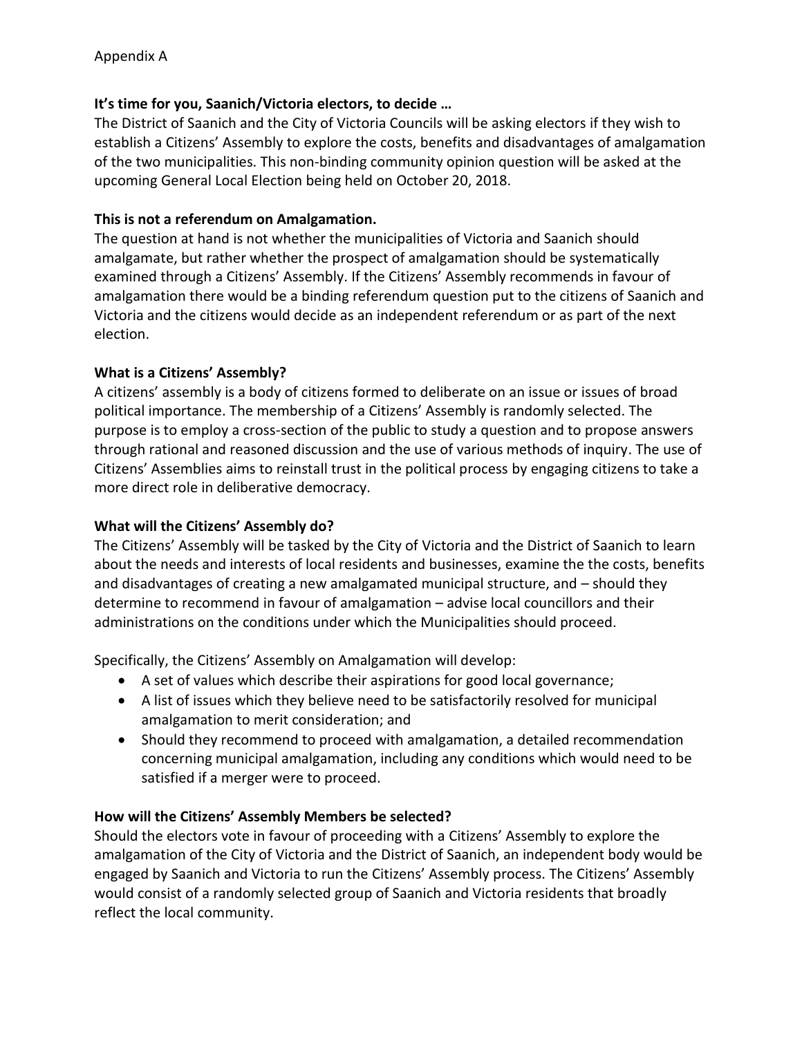Appendix A

**It's time for you, Saanich/Victoria electors, to decide …**

The District of Saanich and the City of Victoria Councils will be asking electors if they wish to establish a Citizens' Assembly to explore the costs, benefits and disadvantages of amalgamation of the two municipalities. This non-binding community opinion question will be asked at the upcoming General Local Election being held on October 20, 2018.

**This is not a referendum on Amalgamation.**

The question at hand is not whether the municipalities of Victoria and Saanich should amalgamate, but rather whether the prospect of amalgamation should be systematically examined through a Citizens' Assembly. If the Citizens' Assembly recommends in favour of amalgamation there would be a binding referendum question put to the citizens of Saanich and Victoria and the citizens would decide as an independent referendum or as part of the next election.

**What is a Citizens' Assembly?**

A citizens' assembly is a body of citizens formed to deliberate on an issue or issues of broad political importance. The membership of a Citizens' Assembly is randomly selected. The purpose is to employ a cross-section of the public to study a question and to propose answers through rational and reasoned discussion and the use of various methods of inquiry. The use of Citizens' Assemblies aims to reinstall trust in the political process by engaging citizens to take a more direct role in deliberative democracy.

**What will the Citizens' Assembly do?**

The Citizens' Assembly will be tasked by the City of Victoria and the District of Saanich to learn about the needs and interests of local residents and businesses, examine the the costs, benefits and disadvantages of creating a new amalgamated municipal structure, and – should they determine to recommend in favour of amalgamation – advise local councillors and their administrations on the conditions under which the Municipalities should proceed.

Specifically, the Citizens' Assembly on Amalgamation will develop:

- A set of values which describe their aspirations for good local governance;
- A list of issues which they believe need to be satisfactorily resolved for municipal amalgamation to merit consideration; and
- Should they recommend to proceed with amalgamation, a detailed recommendation concerning municipal amalgamation, including any conditions which would need to be satisfied if a merger were to proceed.

**How will the Citizens' Assembly Members be selected?**

Should the electors vote in favour of proceeding with a Citizens' Assembly to explore the amalgamation of the City of Victoria and the District of Saanich, an independent body would be engaged by Saanich and Victoria to run the Citizens' Assembly process. The Citizens' Assembly would consist of a randomly selected group of Saanich and Victoria residents that broadly reflect the local community.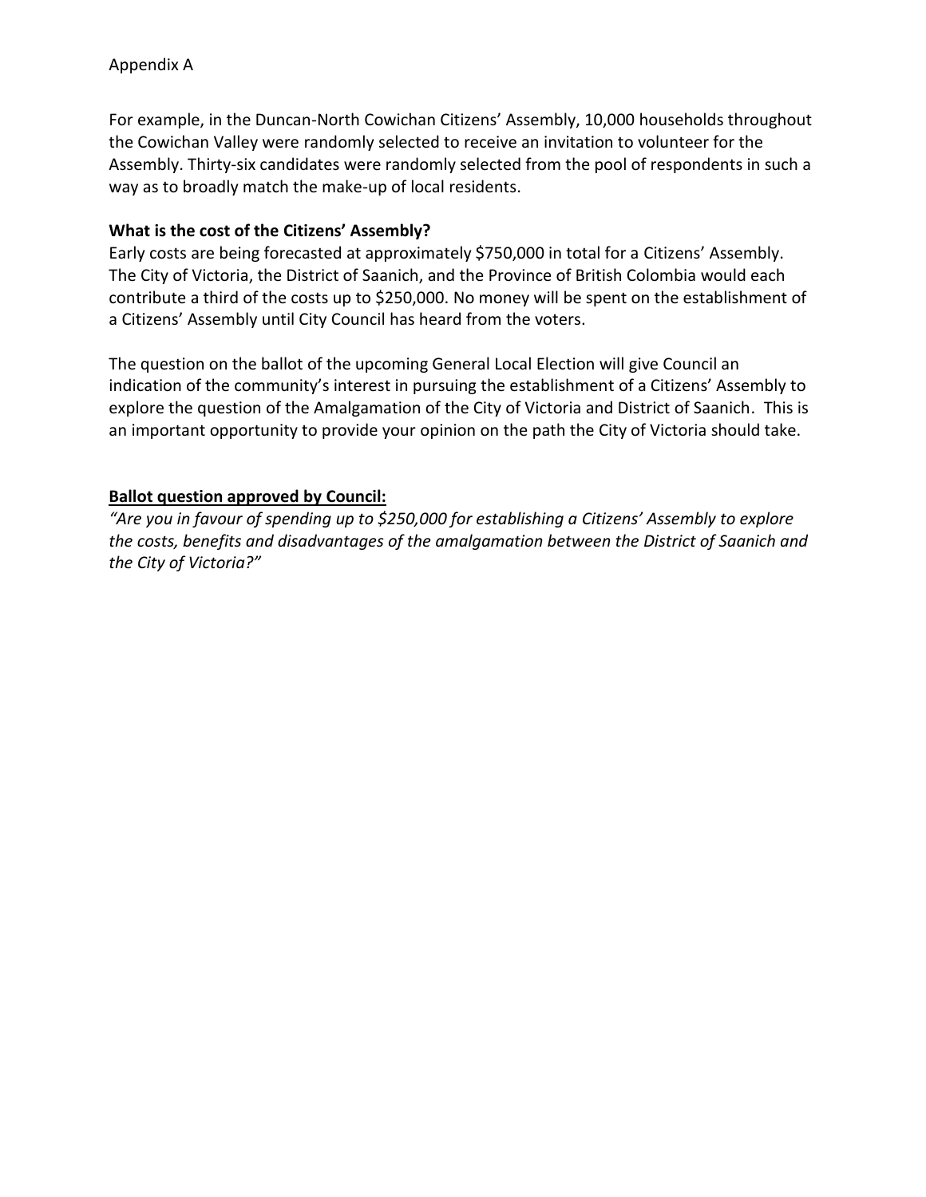Appendix A

For example, in the Duncan-North Cowichan Citizens' Assembly, 10,000 households throughout the Cowichan Valley were randomly selected to receive an invitation to volunteer for the Assembly. Thirty-six candidates were randomly selected from the pool of respondents in such a way as to broadly match the make-up of local residents.

**What is the cost of the Citizens' Assembly?**

Early costs are being forecasted at approximately $750,000 in total for a Citizens' Assembly. The City of Victoria, the District of Saanich, and the Province of British Colombia would each contribute a third of the costs up to $250,000. No money will be spent on the establishment of a Citizens' Assembly until City Council has heard from the voters.

The question on the ballot of the upcoming General Local Election will give Council an indication of the community's interest in pursuing the establishment of a Citizens' Assembly to explore the question of the Amalgamation of the City of Victoria and District of Saanich. This is an important opportunity to provide your opinion on the path the City of Victoria should take.

**Ballot question approved by Council:**

*"Are you in favour of spending up to $250,000 for establishing a Citizens' Assembly to explore the costs, benefits and disadvantages of the amalgamation between the District of Saanich and the City of Victoria?"*